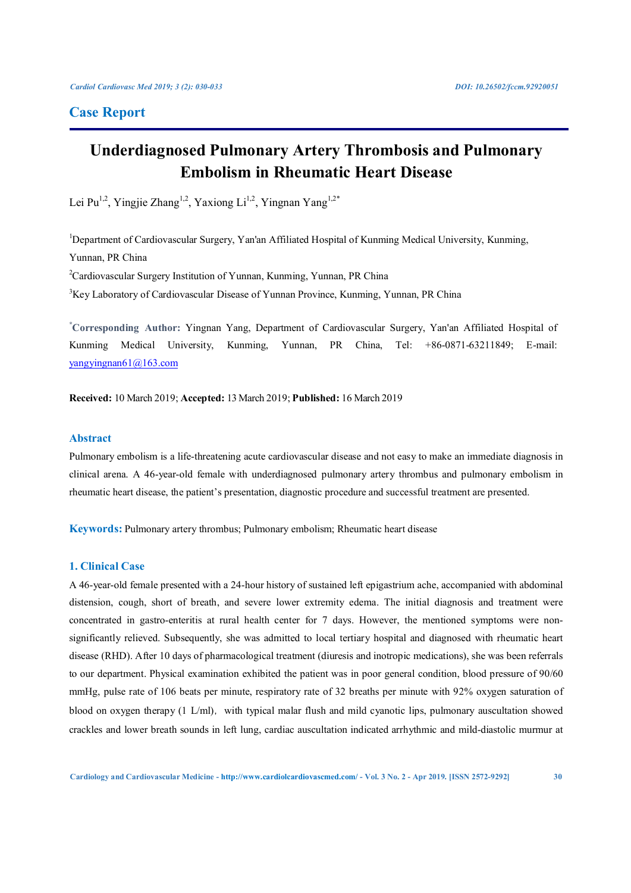## Case Report

# Underdiagnosed Pulmonary Artery Thrombosis and Pulmonary Embolism in Rheumatic Heart Disease

Lei Pu[1,2], Yingjie Zhang[1,2], Yaxiong Li[1,2], Yingnan Yang[1,2*]

[1]Department of Cardiovascular Surgery, Yan'an Affiliated Hospital of Kunming Medical University, Kunming, Yunnan, PR China

[2]Cardiovascular Surgery Institution of Yunnan, Kunming, Yunnan, PR China

[3]Key Laboratory of Cardiovascular Disease of Yunnan Province, Kunming, Yunnan, PR China

[*]**Corresponding Author:** Yingnan Yang, Department of Cardiovascular Surgery, Yan'an Affiliated Hospital of Kunming Medical University, Kunming, Yunnan, PR China, Tel: +86-0871-63211849; E-mail: yangyingnan61@163.com

**Received:** 10 March 2019; **Accepted:** 13 March 2019; **Published:** 16 March 2019

## Abstract

Pulmonary embolism is a life-threatening acute cardiovascular disease and not easy to make an immediate diagnosis in clinical arena. A 46-year-old female with underdiagnosed pulmonary artery thrombus and pulmonary embolism in rheumatic heart disease, the patient's presentation, diagnostic procedure and successful treatment are presented.

**Keywords:** Pulmonary artery thrombus; Pulmonary embolism; Rheumatic heart disease

## 1. Clinical Case

A 46-year-old female presented with a 24-hour history of sustained left epigastrium ache, accompanied with abdominal distension, cough, short of breath, and severe lower extremity edema. The initial diagnosis and treatment were concentrated in gastro-enteritis at rural health center for 7 days. However, the mentioned symptoms were non-significantly relieved. Subsequently, she was admitted to local tertiary hospital and diagnosed with rheumatic heart disease (RHD). After 10 days of pharmacological treatment (diuresis and inotropic medications), she was been referrals to our department. Physical examination exhibited the patient was in poor general condition, blood pressure of 90/60 mmHg, pulse rate of 106 beats per minute, respiratory rate of 32 breaths per minute with 92% oxygen saturation of blood on oxygen therapy (1 L/ml), with typical malar flush and mild cyanotic lips, pulmonary auscultation showed crackles and lower breath sounds in left lung, cardiac auscultation indicated arrhythmic and mild-diastolic murmur at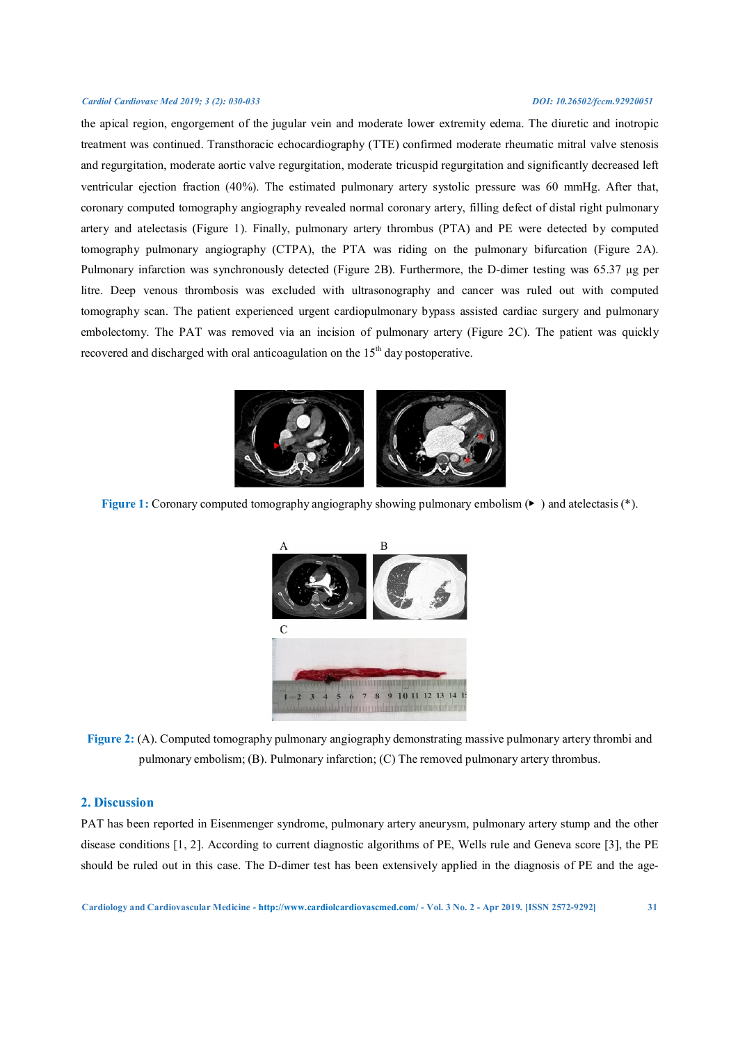the apical region, engorgement of the jugular vein and moderate lower extremity edema. The diuretic and inotropic treatment was continued. Transthoracic echocardiography (TTE) confirmed moderate rheumatic mitral valve stenosis and regurgitation, moderate aortic valve regurgitation, moderate tricuspid regurgitation and significantly decreased left ventricular ejection fraction (40%). The estimated pulmonary artery systolic pressure was 60 mmHg. After that, coronary computed tomography angiography revealed normal coronary artery, filling defect of distal right pulmonary artery and atelectasis (Figure 1). Finally, pulmonary artery thrombus (PTA) and PE were detected by computed tomography pulmonary angiography (CTPA), the PTA was riding on the pulmonary bifurcation (Figure 2A). Pulmonary infarction was synchronously detected (Figure 2B). Furthermore, the D-dimer testing was 65.37 µg per litre. Deep venous thrombosis was excluded with ultrasonography and cancer was ruled out with computed tomography scan. The patient experienced urgent cardiopulmonary bypass assisted cardiac surgery and pulmonary embolectomy. The PAT was removed via an incision of pulmonary artery (Figure 2C). The patient was quickly recovered and discharged with oral anticoagulation on the 15th day postoperative.

**Figure 1:** Coronary computed tomography angiography showing pulmonary embolism (▸ ) and atelectasis (*).

**Figure 2:** (A). Computed tomography pulmonary angiography demonstrating massive pulmonary artery thrombi and pulmonary embolism; (B). Pulmonary infarction; (C) The removed pulmonary artery thrombus.

## 2. Discussion

PAT has been reported in Eisenmenger syndrome, pulmonary artery aneurysm, pulmonary artery stump and the other disease conditions [1, 2]. According to current diagnostic algorithms of PE, Wells rule and Geneva score [3], the PE should be ruled out in this case. The D-dimer test has been extensively applied in the diagnosis of PE and the age-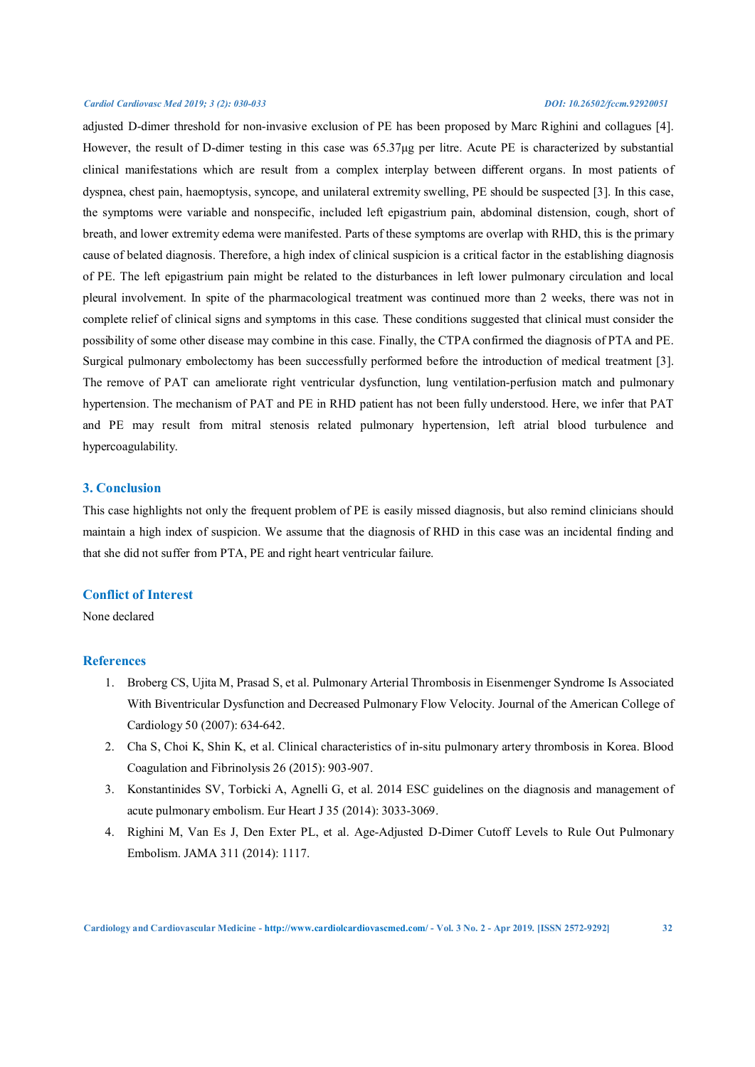adjusted D-dimer threshold for non-invasive exclusion of PE has been proposed by Marc Righini and collagues [4]. However, the result of D-dimer testing in this case was 65.37μg per litre. Acute PE is characterized by substantial clinical manifestations which are result from a complex interplay between different organs. In most patients of dyspnea, chest pain, haemoptysis, syncope, and unilateral extremity swelling, PE should be suspected [3]. In this case, the symptoms were variable and nonspecific, included left epigastrium pain, abdominal distension, cough, short of breath, and lower extremity edema were manifested. Parts of these symptoms are overlap with RHD, this is the primary cause of belated diagnosis. Therefore, a high index of clinical suspicion is a critical factor in the establishing diagnosis of PE. The left epigastrium pain might be related to the disturbances in left lower pulmonary circulation and local pleural involvement. In spite of the pharmacological treatment was continued more than 2 weeks, there was not in complete relief of clinical signs and symptoms in this case. These conditions suggested that clinical must consider the possibility of some other disease may combine in this case. Finally, the CTPA confirmed the diagnosis of PTA and PE. Surgical pulmonary embolectomy has been successfully performed before the introduction of medical treatment [3]. The remove of PAT can ameliorate right ventricular dysfunction, lung ventilation-perfusion match and pulmonary hypertension. The mechanism of PAT and PE in RHD patient has not been fully understood. Here, we infer that PAT and PE may result from mitral stenosis related pulmonary hypertension, left atrial blood turbulence and hypercoagulability.

## 3. Conclusion

This case highlights not only the frequent problem of PE is easily missed diagnosis, but also remind clinicians should maintain a high index of suspicion. We assume that the diagnosis of RHD in this case was an incidental finding and that she did not suffer from PTA, PE and right heart ventricular failure.

## Conflict of Interest

None declared

## References

1. Broberg CS, Ujita M, Prasad S, et al. Pulmonary Arterial Thrombosis in Eisenmenger Syndrome Is Associated With Biventricular Dysfunction and Decreased Pulmonary Flow Velocity. Journal of the American College of Cardiology 50 (2007): 634-642.
2. Cha S, Choi K, Shin K, et al. Clinical characteristics of in-situ pulmonary artery thrombosis in Korea. Blood Coagulation and Fibrinolysis 26 (2015): 903-907.
3. Konstantinides SV, Torbicki A, Agnelli G, et al. 2014 ESC guidelines on the diagnosis and management of acute pulmonary embolism. Eur Heart J 35 (2014): 3033-3069.
4. Righini M, Van Es J, Den Exter PL, et al. Age-Adjusted D-Dimer Cutoff Levels to Rule Out Pulmonary Embolism. JAMA 311 (2014): 1117.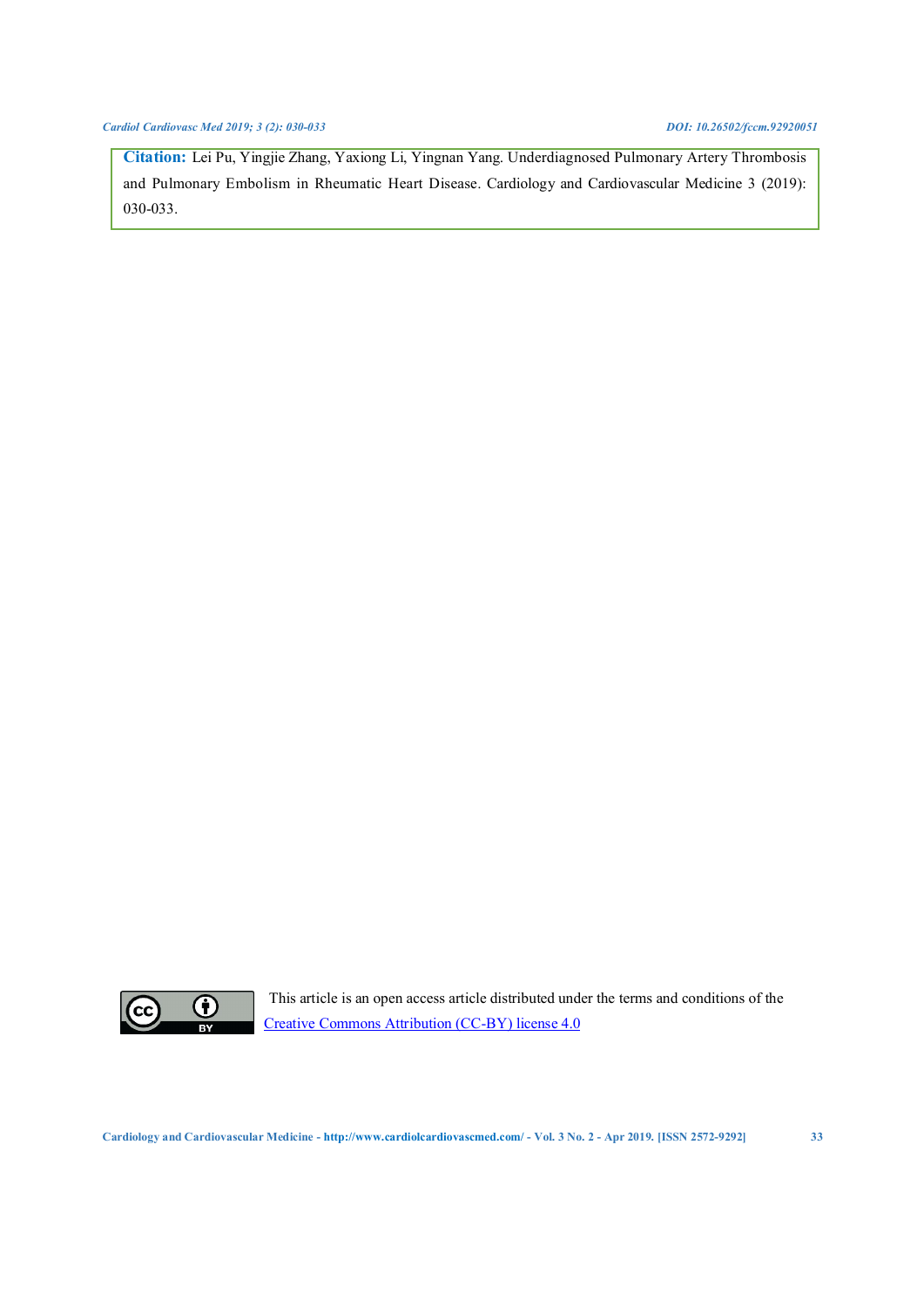**Citation:** Lei Pu, Yingjie Zhang, Yaxiong Li, Yingnan Yang. Underdiagnosed Pulmonary Artery Thrombosis and Pulmonary Embolism in Rheumatic Heart Disease. Cardiology and Cardiovascular Medicine 3 (2019): 030-033.

This article is an open access article distributed under the terms and conditions of the [Creative Commons Attribution (CC-BY) license 4.0](https://creativecommons.org/licenses/by/4.0/)